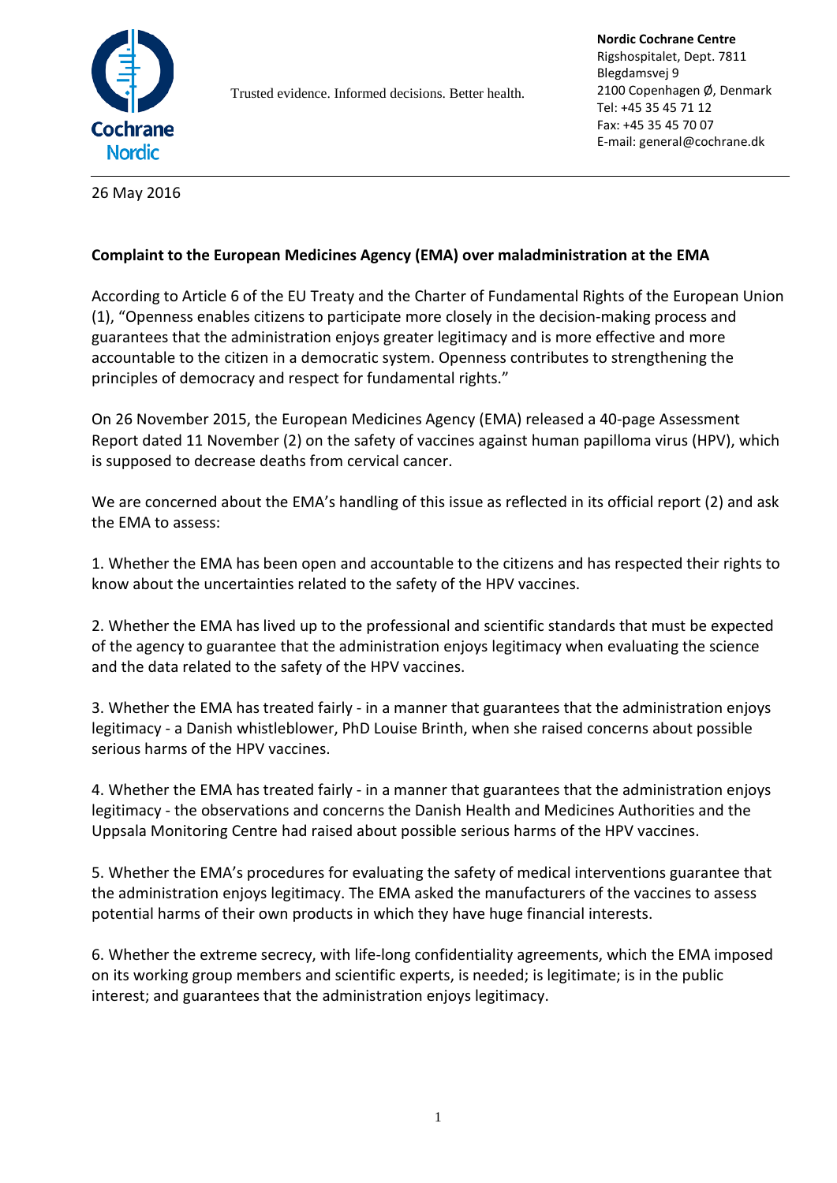Trusted evidence. Informed decisions. Better health.

**Nordic Cochrane Centre**
Rigshospitalet, Dept. 7811
Blegdamsvej 9
2100 Copenhagen Ø, Denmark
Tel: +45 35 45 71 12
Fax: +45 35 45 70 07
E-mail: general@cochrane.dk

26 May 2016

**Complaint to the European Medicines Agency (EMA) over maladministration at the EMA**

According to Article 6 of the EU Treaty and the Charter of Fundamental Rights of the European Union (1), "Openness enables citizens to participate more closely in the decision-making process and guarantees that the administration enjoys greater legitimacy and is more effective and more accountable to the citizen in a democratic system. Openness contributes to strengthening the principles of democracy and respect for fundamental rights."

On 26 November 2015, the European Medicines Agency (EMA) released a 40-page Assessment Report dated 11 November (2) on the safety of vaccines against human papilloma virus (HPV), which is supposed to decrease deaths from cervical cancer.

We are concerned about the EMA's handling of this issue as reflected in its official report (2) and ask the EMA to assess:

1. Whether the EMA has been open and accountable to the citizens and has respected their rights to know about the uncertainties related to the safety of the HPV vaccines.

2. Whether the EMA has lived up to the professional and scientific standards that must be expected of the agency to guarantee that the administration enjoys legitimacy when evaluating the science and the data related to the safety of the HPV vaccines.

3. Whether the EMA has treated fairly - in a manner that guarantees that the administration enjoys legitimacy - a Danish whistleblower, PhD Louise Brinth, when she raised concerns about possible serious harms of the HPV vaccines.

4. Whether the EMA has treated fairly - in a manner that guarantees that the administration enjoys legitimacy - the observations and concerns the Danish Health and Medicines Authorities and the Uppsala Monitoring Centre had raised about possible serious harms of the HPV vaccines.

5. Whether the EMA's procedures for evaluating the safety of medical interventions guarantee that the administration enjoys legitimacy. The EMA asked the manufacturers of the vaccines to assess potential harms of their own products in which they have huge financial interests.

6. Whether the extreme secrecy, with life-long confidentiality agreements, which the EMA imposed on its working group members and scientific experts, is needed; is legitimate; is in the public interest; and guarantees that the administration enjoys legitimacy.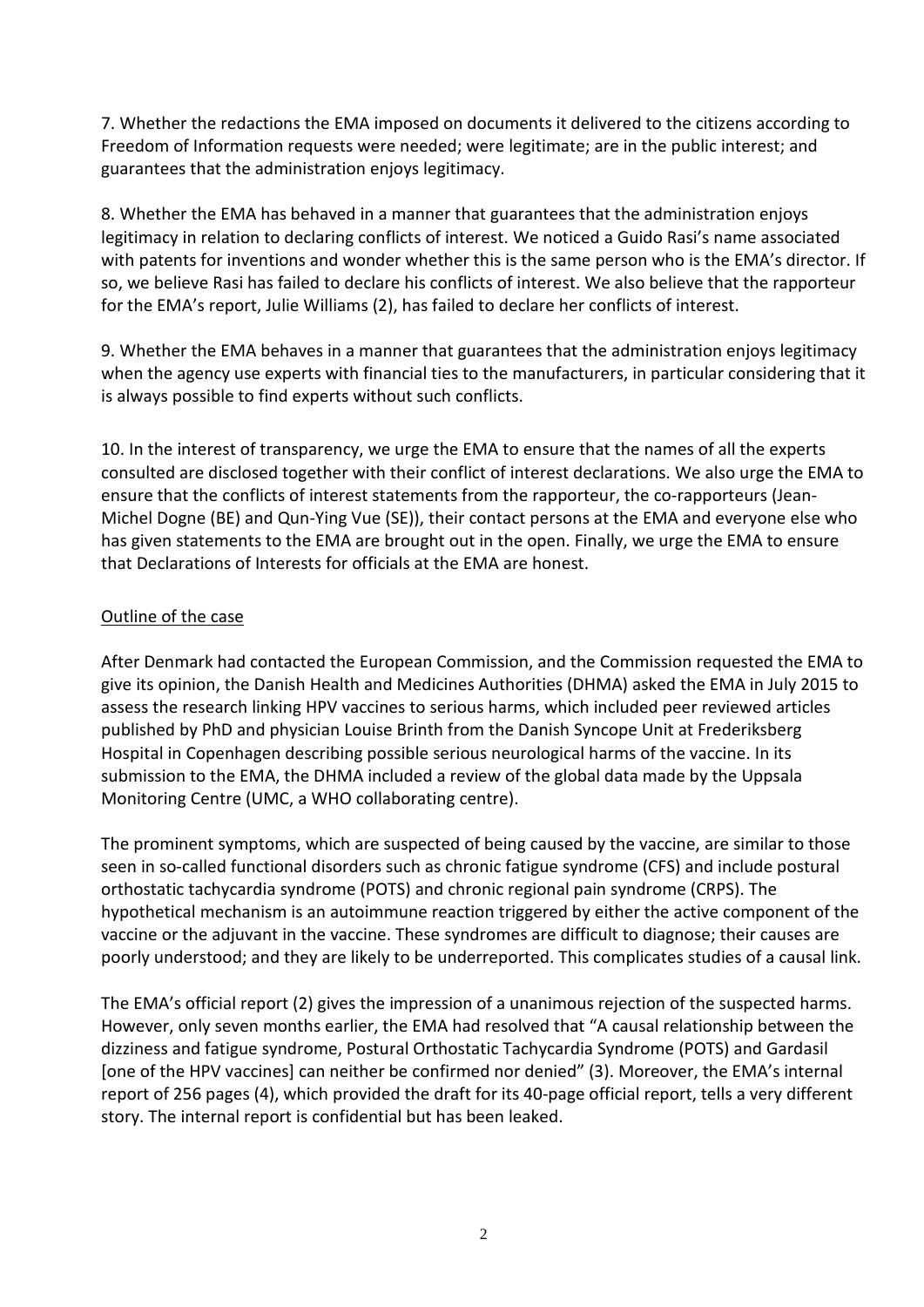7. Whether the redactions the EMA imposed on documents it delivered to the citizens according to Freedom of Information requests were needed; were legitimate; are in the public interest; and guarantees that the administration enjoys legitimacy.

8. Whether the EMA has behaved in a manner that guarantees that the administration enjoys legitimacy in relation to declaring conflicts of interest. We noticed a Guido Rasi's name associated with patents for inventions and wonder whether this is the same person who is the EMA's director. If so, we believe Rasi has failed to declare his conflicts of interest. We also believe that the rapporteur for the EMA's report, Julie Williams (2), has failed to declare her conflicts of interest.

9. Whether the EMA behaves in a manner that guarantees that the administration enjoys legitimacy when the agency use experts with financial ties to the manufacturers, in particular considering that it is always possible to find experts without such conflicts.

10. In the interest of transparency, we urge the EMA to ensure that the names of all the experts consulted are disclosed together with their conflict of interest declarations. We also urge the EMA to ensure that the conflicts of interest statements from the rapporteur, the co-rapporteurs (Jean-Michel Dogne (BE) and Qun-Ying Vue (SE)), their contact persons at the EMA and everyone else who has given statements to the EMA are brought out in the open. Finally, we urge the EMA to ensure that Declarations of Interests for officials at the EMA are honest.

## Outline of the case

After Denmark had contacted the European Commission, and the Commission requested the EMA to give its opinion, the Danish Health and Medicines Authorities (DHMA) asked the EMA in July 2015 to assess the research linking HPV vaccines to serious harms, which included peer reviewed articles published by PhD and physician Louise Brinth from the Danish Syncope Unit at Frederiksberg Hospital in Copenhagen describing possible serious neurological harms of the vaccine. In its submission to the EMA, the DHMA included a review of the global data made by the Uppsala Monitoring Centre (UMC, a WHO collaborating centre).

The prominent symptoms, which are suspected of being caused by the vaccine, are similar to those seen in so-called functional disorders such as chronic fatigue syndrome (CFS) and include postural orthostatic tachycardia syndrome (POTS) and chronic regional pain syndrome (CRPS). The hypothetical mechanism is an autoimmune reaction triggered by either the active component of the vaccine or the adjuvant in the vaccine. These syndromes are difficult to diagnose; their causes are poorly understood; and they are likely to be underreported. This complicates studies of a causal link.

The EMA's official report (2) gives the impression of a unanimous rejection of the suspected harms. However, only seven months earlier, the EMA had resolved that "A causal relationship between the dizziness and fatigue syndrome, Postural Orthostatic Tachycardia Syndrome (POTS) and Gardasil [one of the HPV vaccines] can neither be confirmed nor denied" (3). Moreover, the EMA's internal report of 256 pages (4), which provided the draft for its 40-page official report, tells a very different story. The internal report is confidential but has been leaked.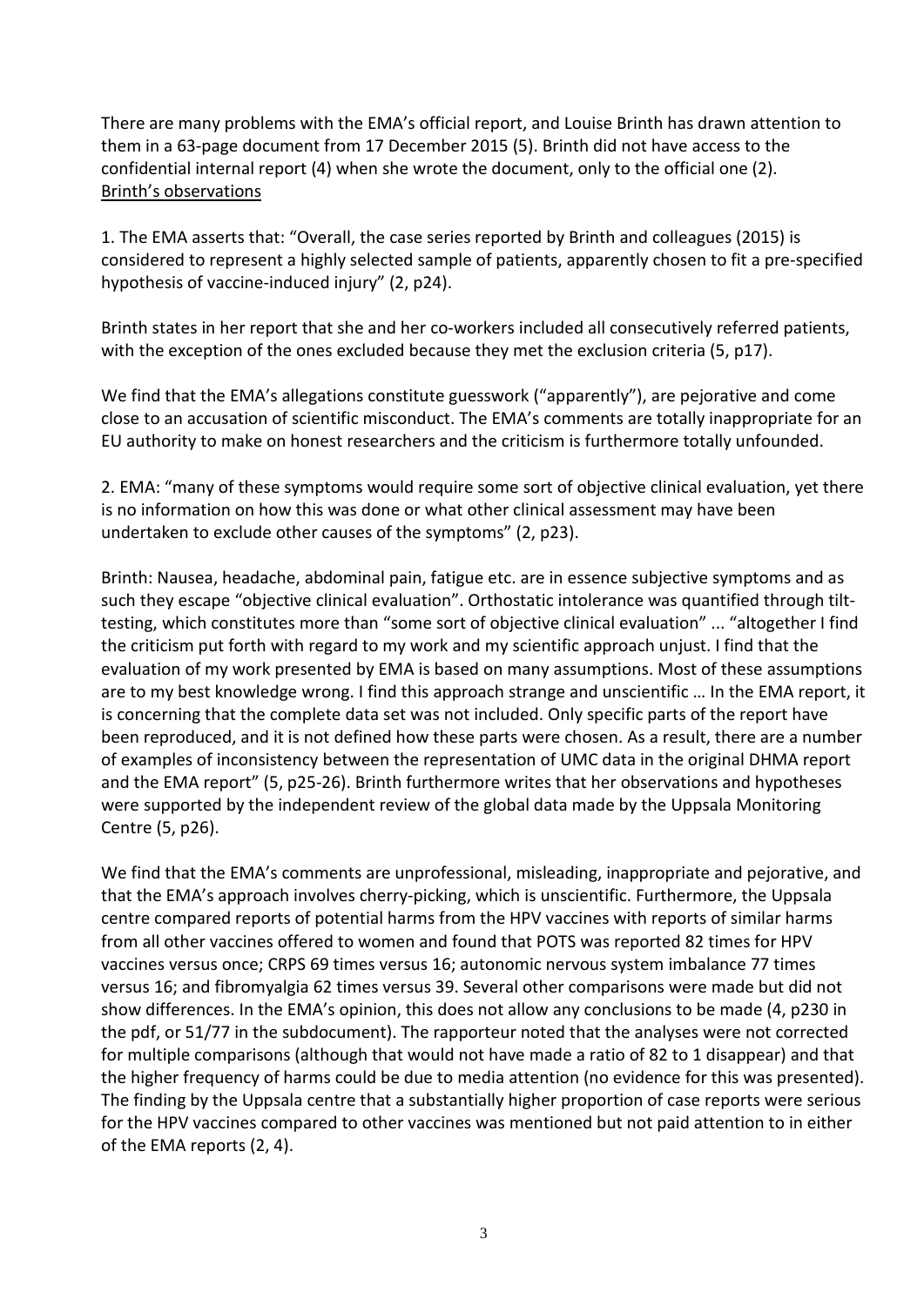There are many problems with the EMA's official report, and Louise Brinth has drawn attention to them in a 63-page document from 17 December 2015 (5). Brinth did not have access to the confidential internal report (4) when she wrote the document, only to the official one (2).

<u>Brinth's observations</u>

1. The EMA asserts that: "Overall, the case series reported by Brinth and colleagues (2015) is considered to represent a highly selected sample of patients, apparently chosen to fit a pre-specified hypothesis of vaccine-induced injury" (2, p24).

Brinth states in her report that she and her co-workers included all consecutively referred patients, with the exception of the ones excluded because they met the exclusion criteria (5, p17).

We find that the EMA's allegations constitute guesswork ("apparently"), are pejorative and come close to an accusation of scientific misconduct. The EMA's comments are totally inappropriate for an EU authority to make on honest researchers and the criticism is furthermore totally unfounded.

2. EMA: "many of these symptoms would require some sort of objective clinical evaluation, yet there is no information on how this was done or what other clinical assessment may have been undertaken to exclude other causes of the symptoms" (2, p23).

Brinth: Nausea, headache, abdominal pain, fatigue etc. are in essence subjective symptoms and as such they escape "objective clinical evaluation". Orthostatic intolerance was quantified through tilt-testing, which constitutes more than "some sort of objective clinical evaluation" ... "altogether I find the criticism put forth with regard to my work and my scientific approach unjust. I find that the evaluation of my work presented by EMA is based on many assumptions. Most of these assumptions are to my best knowledge wrong. I find this approach strange and unscientific … In the EMA report, it is concerning that the complete data set was not included. Only specific parts of the report have been reproduced, and it is not defined how these parts were chosen. As a result, there are a number of examples of inconsistency between the representation of UMC data in the original DHMA report and the EMA report" (5, p25-26). Brinth furthermore writes that her observations and hypotheses were supported by the independent review of the global data made by the Uppsala Monitoring Centre (5, p26).

We find that the EMA's comments are unprofessional, misleading, inappropriate and pejorative, and that the EMA's approach involves cherry-picking, which is unscientific. Furthermore, the Uppsala centre compared reports of potential harms from the HPV vaccines with reports of similar harms from all other vaccines offered to women and found that POTS was reported 82 times for HPV vaccines versus once; CRPS 69 times versus 16; autonomic nervous system imbalance 77 times versus 16; and fibromyalgia 62 times versus 39. Several other comparisons were made but did not show differences. In the EMA's opinion, this does not allow any conclusions to be made (4, p230 in the pdf, or 51/77 in the subdocument). The rapporteur noted that the analyses were not corrected for multiple comparisons (although that would not have made a ratio of 82 to 1 disappear) and that the higher frequency of harms could be due to media attention (no evidence for this was presented). The finding by the Uppsala centre that a substantially higher proportion of case reports were serious for the HPV vaccines compared to other vaccines was mentioned but not paid attention to in either of the EMA reports (2, 4).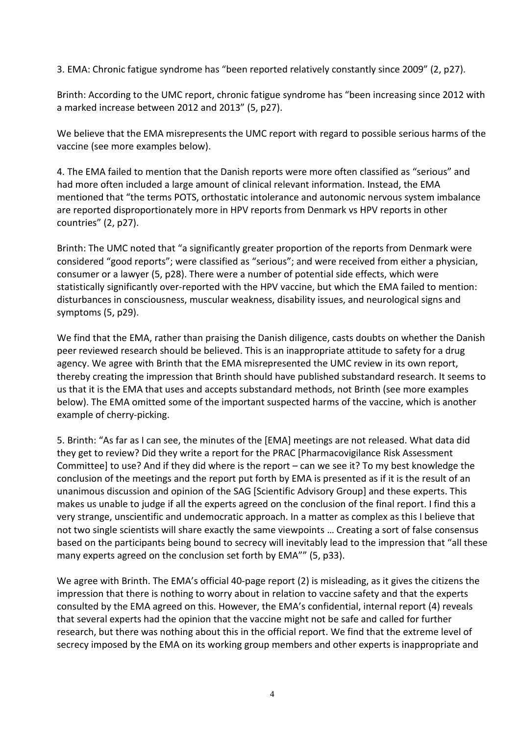3. EMA: Chronic fatigue syndrome has "been reported relatively constantly since 2009" (2, p27).

Brinth: According to the UMC report, chronic fatigue syndrome has "been increasing since 2012 with a marked increase between 2012 and 2013" (5, p27).

We believe that the EMA misrepresents the UMC report with regard to possible serious harms of the vaccine (see more examples below).

4. The EMA failed to mention that the Danish reports were more often classified as "serious" and had more often included a large amount of clinical relevant information. Instead, the EMA mentioned that "the terms POTS, orthostatic intolerance and autonomic nervous system imbalance are reported disproportionately more in HPV reports from Denmark vs HPV reports in other countries" (2, p27).

Brinth: The UMC noted that "a significantly greater proportion of the reports from Denmark were considered "good reports"; were classified as "serious"; and were received from either a physician, consumer or a lawyer (5, p28). There were a number of potential side effects, which were statistically significantly over-reported with the HPV vaccine, but which the EMA failed to mention: disturbances in consciousness, muscular weakness, disability issues, and neurological signs and symptoms (5, p29).

We find that the EMA, rather than praising the Danish diligence, casts doubts on whether the Danish peer reviewed research should be believed. This is an inappropriate attitude to safety for a drug agency. We agree with Brinth that the EMA misrepresented the UMC review in its own report, thereby creating the impression that Brinth should have published substandard research. It seems to us that it is the EMA that uses and accepts substandard methods, not Brinth (see more examples below). The EMA omitted some of the important suspected harms of the vaccine, which is another example of cherry-picking.

5. Brinth: "As far as I can see, the minutes of the [EMA] meetings are not released. What data did they get to review? Did they write a report for the PRAC [Pharmacovigilance Risk Assessment Committee] to use? And if they did where is the report – can we see it? To my best knowledge the conclusion of the meetings and the report put forth by EMA is presented as if it is the result of an unanimous discussion and opinion of the SAG [Scientific Advisory Group] and these experts. This makes us unable to judge if all the experts agreed on the conclusion of the final report. I find this a very strange, unscientific and undemocratic approach. In a matter as complex as this I believe that not two single scientists will share exactly the same viewpoints … Creating a sort of false consensus based on the participants being bound to secrecy will inevitably lead to the impression that "all these many experts agreed on the conclusion set forth by EMA"" (5, p33).

We agree with Brinth. The EMA's official 40-page report (2) is misleading, as it gives the citizens the impression that there is nothing to worry about in relation to vaccine safety and that the experts consulted by the EMA agreed on this. However, the EMA's confidential, internal report (4) reveals that several experts had the opinion that the vaccine might not be safe and called for further research, but there was nothing about this in the official report. We find that the extreme level of secrecy imposed by the EMA on its working group members and other experts is inappropriate and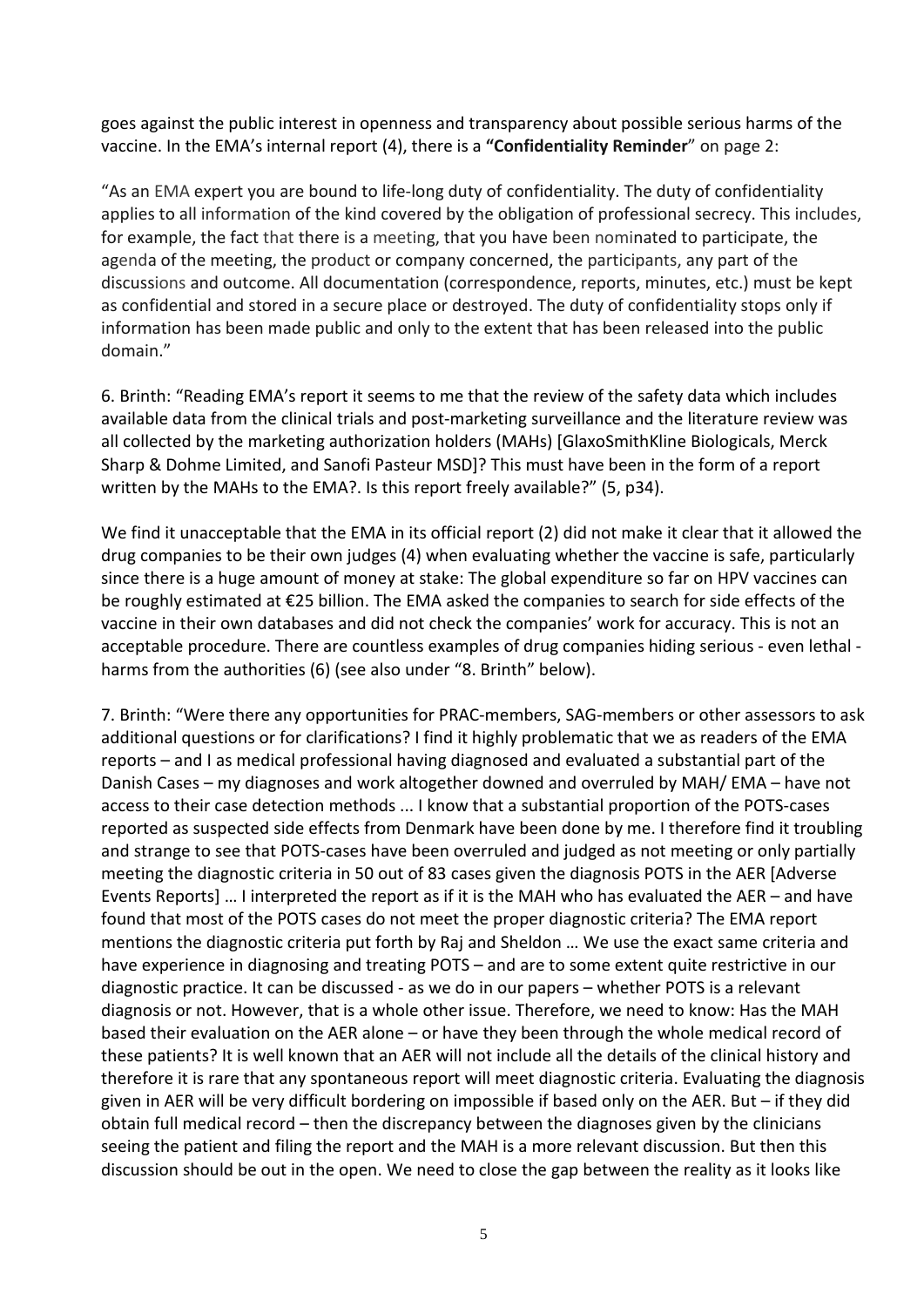goes against the public interest in openness and transparency about possible serious harms of the vaccine. In the EMA's internal report (4), there is a **"Confidentiality Reminder"** on page 2:

"As an EMA expert you are bound to life-long duty of confidentiality. The duty of confidentiality applies to all information of the kind covered by the obligation of professional secrecy. This includes, for example, the fact that there is a meeting, that you have been nominated to participate, the agenda of the meeting, the product or company concerned, the participants, any part of the discussions and outcome. All documentation (correspondence, reports, minutes, etc.) must be kept as confidential and stored in a secure place or destroyed. The duty of confidentiality stops only if information has been made public and only to the extent that has been released into the public domain."

6. Brinth: "Reading EMA's report it seems to me that the review of the safety data which includes available data from the clinical trials and post-marketing surveillance and the literature review was all collected by the marketing authorization holders (MAHs) [GlaxoSmithKline Biologicals, Merck Sharp & Dohme Limited, and Sanofi Pasteur MSD]? This must have been in the form of a report written by the MAHs to the EMA?. Is this report freely available?" (5, p34).

We find it unacceptable that the EMA in its official report (2) did not make it clear that it allowed the drug companies to be their own judges (4) when evaluating whether the vaccine is safe, particularly since there is a huge amount of money at stake: The global expenditure so far on HPV vaccines can be roughly estimated at €25 billion. The EMA asked the companies to search for side effects of the vaccine in their own databases and did not check the companies' work for accuracy. This is not an acceptable procedure. There are countless examples of drug companies hiding serious - even lethal - harms from the authorities (6) (see also under "8. Brinth" below).

7. Brinth: "Were there any opportunities for PRAC-members, SAG-members or other assessors to ask additional questions or for clarifications? I find it highly problematic that we as readers of the EMA reports – and I as medical professional having diagnosed and evaluated a substantial part of the Danish Cases – my diagnoses and work altogether downed and overruled by MAH/ EMA – have not access to their case detection methods ... I know that a substantial proportion of the POTS-cases reported as suspected side effects from Denmark have been done by me. I therefore find it troubling and strange to see that POTS-cases have been overruled and judged as not meeting or only partially meeting the diagnostic criteria in 50 out of 83 cases given the diagnosis POTS in the AER [Adverse Events Reports] … I interpreted the report as if it is the MAH who has evaluated the AER – and have found that most of the POTS cases do not meet the proper diagnostic criteria? The EMA report mentions the diagnostic criteria put forth by Raj and Sheldon … We use the exact same criteria and have experience in diagnosing and treating POTS – and are to some extent quite restrictive in our diagnostic practice. It can be discussed - as we do in our papers – whether POTS is a relevant diagnosis or not. However, that is a whole other issue. Therefore, we need to know: Has the MAH based their evaluation on the AER alone – or have they been through the whole medical record of these patients? It is well known that an AER will not include all the details of the clinical history and therefore it is rare that any spontaneous report will meet diagnostic criteria. Evaluating the diagnosis given in AER will be very difficult bordering on impossible if based only on the AER. But – if they did obtain full medical record – then the discrepancy between the diagnoses given by the clinicians seeing the patient and filing the report and the MAH is a more relevant discussion. But then this discussion should be out in the open. We need to close the gap between the reality as it looks like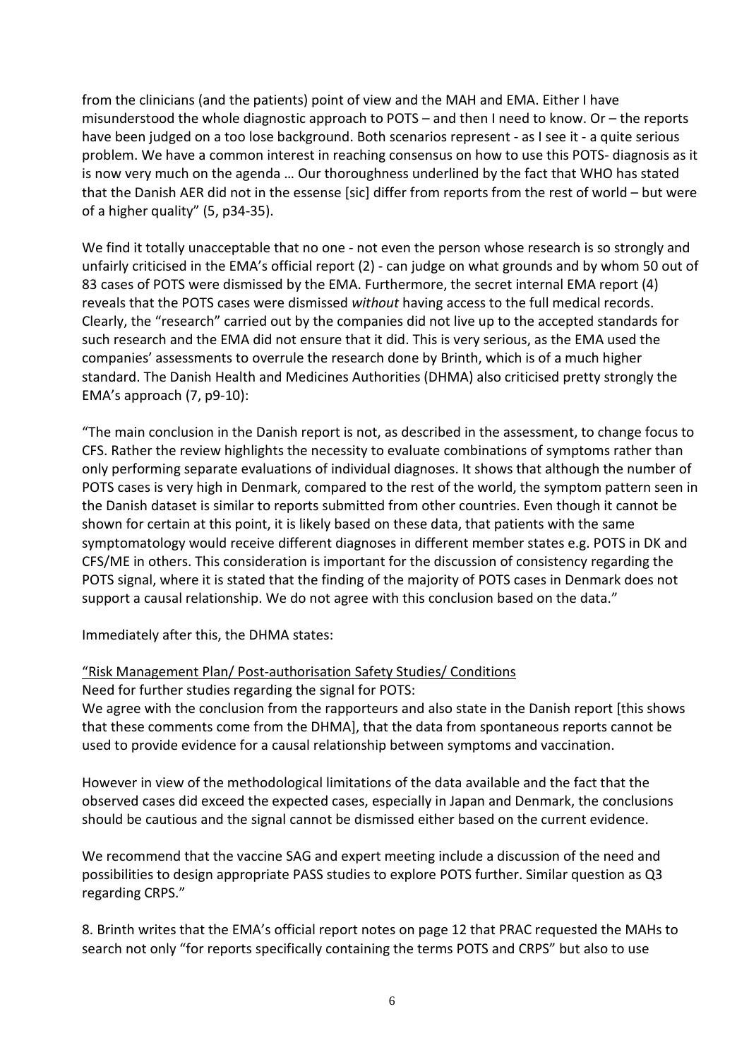from the clinicians (and the patients) point of view and the MAH and EMA. Either I have misunderstood the whole diagnostic approach to POTS – and then I need to know. Or – the reports have been judged on a too lose background. Both scenarios represent - as I see it - a quite serious problem. We have a common interest in reaching consensus on how to use this POTS- diagnosis as it is now very much on the agenda … Our thoroughness underlined by the fact that WHO has stated that the Danish AER did not in the essense [sic] differ from reports from the rest of world – but were of a higher quality" (5, p34-35).

We find it totally unacceptable that no one - not even the person whose research is so strongly and unfairly criticised in the EMA's official report (2) - can judge on what grounds and by whom 50 out of 83 cases of POTS were dismissed by the EMA. Furthermore, the secret internal EMA report (4) reveals that the POTS cases were dismissed *without* having access to the full medical records. Clearly, the "research" carried out by the companies did not live up to the accepted standards for such research and the EMA did not ensure that it did. This is very serious, as the EMA used the companies' assessments to overrule the research done by Brinth, which is of a much higher standard. The Danish Health and Medicines Authorities (DHMA) also criticised pretty strongly the EMA's approach (7, p9-10):

"The main conclusion in the Danish report is not, as described in the assessment, to change focus to CFS. Rather the review highlights the necessity to evaluate combinations of symptoms rather than only performing separate evaluations of individual diagnoses. It shows that although the number of POTS cases is very high in Denmark, compared to the rest of the world, the symptom pattern seen in the Danish dataset is similar to reports submitted from other countries. Even though it cannot be shown for certain at this point, it is likely based on these data, that patients with the same symptomatology would receive different diagnoses in different member states e.g. POTS in DK and CFS/ME in others. This consideration is important for the discussion of consistency regarding the POTS signal, where it is stated that the finding of the majority of POTS cases in Denmark does not support a causal relationship. We do not agree with this conclusion based on the data."

Immediately after this, the DHMA states:

"<u>Risk Management Plan/ Post-authorisation Safety Studies/ Conditions</u>

Need for further studies regarding the signal for POTS:

We agree with the conclusion from the rapporteurs and also state in the Danish report [this shows that these comments come from the DHMA], that the data from spontaneous reports cannot be used to provide evidence for a causal relationship between symptoms and vaccination.

However in view of the methodological limitations of the data available and the fact that the observed cases did exceed the expected cases, especially in Japan and Denmark, the conclusions should be cautious and the signal cannot be dismissed either based on the current evidence.

We recommend that the vaccine SAG and expert meeting include a discussion of the need and possibilities to design appropriate PASS studies to explore POTS further. Similar question as Q3 regarding CRPS."

8. Brinth writes that the EMA's official report notes on page 12 that PRAC requested the MAHs to search not only "for reports specifically containing the terms POTS and CRPS" but also to use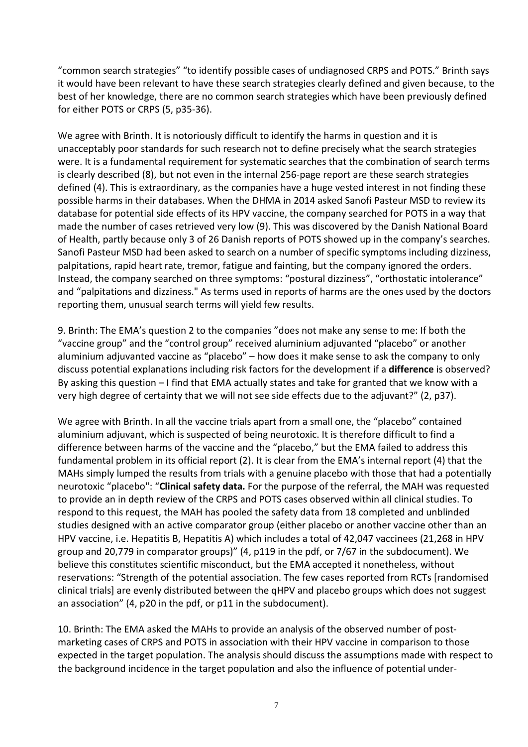"common search strategies" "to identify possible cases of undiagnosed CRPS and POTS." Brinth says it would have been relevant to have these search strategies clearly defined and given because, to the best of her knowledge, there are no common search strategies which have been previously defined for either POTS or CRPS (5, p35-36).

We agree with Brinth. It is notoriously difficult to identify the harms in question and it is unacceptably poor standards for such research not to define precisely what the search strategies were. It is a fundamental requirement for systematic searches that the combination of search terms is clearly described (8), but not even in the internal 256-page report are these search strategies defined (4). This is extraordinary, as the companies have a huge vested interest in not finding these possible harms in their databases. When the DHMA in 2014 asked Sanofi Pasteur MSD to review its database for potential side effects of its HPV vaccine, the company searched for POTS in a way that made the number of cases retrieved very low (9). This was discovered by the Danish National Board of Health, partly because only 3 of 26 Danish reports of POTS showed up in the company's searches. Sanofi Pasteur MSD had been asked to search on a number of specific symptoms including dizziness, palpitations, rapid heart rate, tremor, fatigue and fainting, but the company ignored the orders. Instead, the company searched on three symptoms: "postural dizziness", "orthostatic intolerance" and "palpitations and dizziness." As terms used in reports of harms are the ones used by the doctors reporting them, unusual search terms will yield few results.

9. Brinth: The EMA's question 2 to the companies "does not make any sense to me: If both the "vaccine group" and the "control group" received aluminium adjuvanted "placebo" or another aluminium adjuvanted vaccine as "placebo" – how does it make sense to ask the company to only discuss potential explanations including risk factors for the development if a **difference** is observed? By asking this question – I find that EMA actually states and take for granted that we know with a very high degree of certainty that we will not see side effects due to the adjuvant?" (2, p37).

We agree with Brinth. In all the vaccine trials apart from a small one, the "placebo" contained aluminium adjuvant, which is suspected of being neurotoxic. It is therefore difficult to find a difference between harms of the vaccine and the "placebo," but the EMA failed to address this fundamental problem in its official report (2). It is clear from the EMA's internal report (4) that the MAHs simply lumped the results from trials with a genuine placebo with those that had a potentially neurotoxic "placebo": "**Clinical safety data.** For the purpose of the referral, the MAH was requested to provide an in depth review of the CRPS and POTS cases observed within all clinical studies. To respond to this request, the MAH has pooled the safety data from 18 completed and unblinded studies designed with an active comparator group (either placebo or another vaccine other than an HPV vaccine, i.e. Hepatitis B, Hepatitis A) which includes a total of 42,047 vaccinees (21,268 in HPV group and 20,779 in comparator groups)" (4, p119 in the pdf, or 7/67 in the subdocument). We believe this constitutes scientific misconduct, but the EMA accepted it nonetheless, without reservations: "Strength of the potential association. The few cases reported from RCTs [randomised clinical trials] are evenly distributed between the qHPV and placebo groups which does not suggest an association" (4, p20 in the pdf, or p11 in the subdocument).

10. Brinth: The EMA asked the MAHs to provide an analysis of the observed number of post-marketing cases of CRPS and POTS in association with their HPV vaccine in comparison to those expected in the target population. The analysis should discuss the assumptions made with respect to the background incidence in the target population and also the influence of potential under-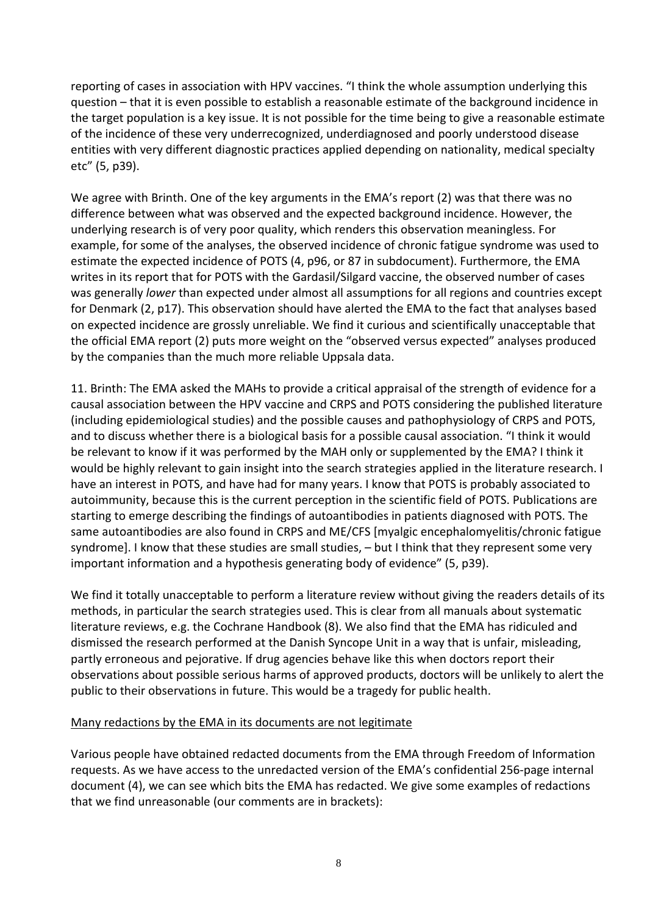reporting of cases in association with HPV vaccines. "I think the whole assumption underlying this question – that it is even possible to establish a reasonable estimate of the background incidence in the target population is a key issue. It is not possible for the time being to give a reasonable estimate of the incidence of these very underrecognized, underdiagnosed and poorly understood disease entities with very different diagnostic practices applied depending on nationality, medical specialty etc" (5, p39).

We agree with Brinth. One of the key arguments in the EMA's report (2) was that there was no difference between what was observed and the expected background incidence. However, the underlying research is of very poor quality, which renders this observation meaningless. For example, for some of the analyses, the observed incidence of chronic fatigue syndrome was used to estimate the expected incidence of POTS (4, p96, or 87 in subdocument). Furthermore, the EMA writes in its report that for POTS with the Gardasil/Silgard vaccine, the observed number of cases was generally *lower* than expected under almost all assumptions for all regions and countries except for Denmark (2, p17). This observation should have alerted the EMA to the fact that analyses based on expected incidence are grossly unreliable. We find it curious and scientifically unacceptable that the official EMA report (2) puts more weight on the "observed versus expected" analyses produced by the companies than the much more reliable Uppsala data.

11. Brinth: The EMA asked the MAHs to provide a critical appraisal of the strength of evidence for a causal association between the HPV vaccine and CRPS and POTS considering the published literature (including epidemiological studies) and the possible causes and pathophysiology of CRPS and POTS, and to discuss whether there is a biological basis for a possible causal association. "I think it would be relevant to know if it was performed by the MAH only or supplemented by the EMA? I think it would be highly relevant to gain insight into the search strategies applied in the literature research. I have an interest in POTS, and have had for many years. I know that POTS is probably associated to autoimmunity, because this is the current perception in the scientific field of POTS. Publications are starting to emerge describing the findings of autoantibodies in patients diagnosed with POTS. The same autoantibodies are also found in CRPS and ME/CFS [myalgic encephalomyelitis/chronic fatigue syndrome]. I know that these studies are small studies, – but I think that they represent some very important information and a hypothesis generating body of evidence" (5, p39).

We find it totally unacceptable to perform a literature review without giving the readers details of its methods, in particular the search strategies used. This is clear from all manuals about systematic literature reviews, e.g. the Cochrane Handbook (8). We also find that the EMA has ridiculed and dismissed the research performed at the Danish Syncope Unit in a way that is unfair, misleading, partly erroneous and pejorative. If drug agencies behave like this when doctors report their observations about possible serious harms of approved products, doctors will be unlikely to alert the public to their observations in future. This would be a tragedy for public health.

## Many redactions by the EMA in its documents are not legitimate

Various people have obtained redacted documents from the EMA through Freedom of Information requests. As we have access to the unredacted version of the EMA's confidential 256-page internal document (4), we can see which bits the EMA has redacted. We give some examples of redactions that we find unreasonable (our comments are in brackets):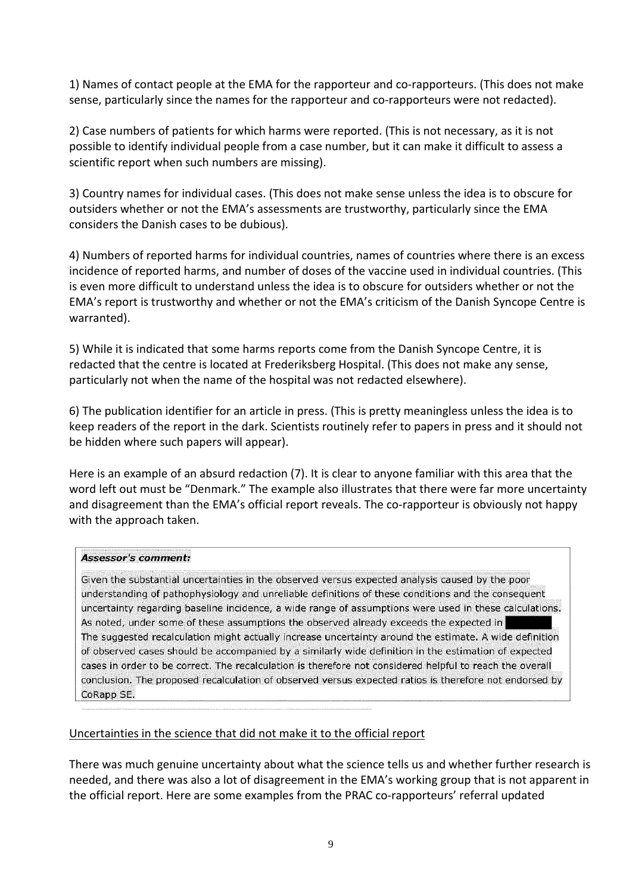1) Names of contact people at the EMA for the rapporteur and co-rapporteurs. (This does not make sense, particularly since the names for the rapporteur and co-rapporteurs were not redacted).

2) Case numbers of patients for which harms were reported. (This is not necessary, as it is not possible to identify individual people from a case number, but it can make it difficult to assess a scientific report when such numbers are missing).

3) Country names for individual cases. (This does not make sense unless the idea is to obscure for outsiders whether or not the EMA's assessments are trustworthy, particularly since the EMA considers the Danish cases to be dubious).

4) Numbers of reported harms for individual countries, names of countries where there is an excess incidence of reported harms, and number of doses of the vaccine used in individual countries. (This is even more difficult to understand unless the idea is to obscure for outsiders whether or not the EMA's report is trustworthy and whether or not the EMA's criticism of the Danish Syncope Centre is warranted).

5) While it is indicated that some harms reports come from the Danish Syncope Centre, it is redacted that the centre is located at Frederiksberg Hospital. (This does not make any sense, particularly not when the name of the hospital was not redacted elsewhere).

6) The publication identifier for an article in press. (This is pretty meaningless unless the idea is to keep readers of the report in the dark. Scientists routinely refer to papers in press and it should not be hidden where such papers will appear).

Here is an example of an absurd redaction (7). It is clear to anyone familiar with this area that the word left out must be "Denmark." The example also illustrates that there were far more uncertainty and disagreement than the EMA's official report reveals. The co-rapporteur is obviously not happy with the approach taken.

> ***Assessor's comment:***
>
> Given the substantial uncertainties in the observed versus expected analysis caused by the poor understanding of pathophysiology and unreliable definitions of these conditions and the consequent uncertainty regarding baseline incidence, a wide range of assumptions were used in these calculations. As noted, under some of these assumptions the observed already exceeds the expected in ██████ The suggested recalculation might actually increase uncertainty around the estimate. A wide definition of observed cases should be accompanied by a similarly wide definition in the estimation of expected cases in order to be correct. The recalculation is therefore not considered helpful to reach the overall conclusion. The proposed recalculation of observed versus expected ratios is therefore not endorsed by CoRapp SE.

<u>Uncertainties in the science that did not make it to the official report</u>

There was much genuine uncertainty about what the science tells us and whether further research is needed, and there was also a lot of disagreement in the EMA's working group that is not apparent in the official report. Here are some examples from the PRAC co-rapporteurs' referral updated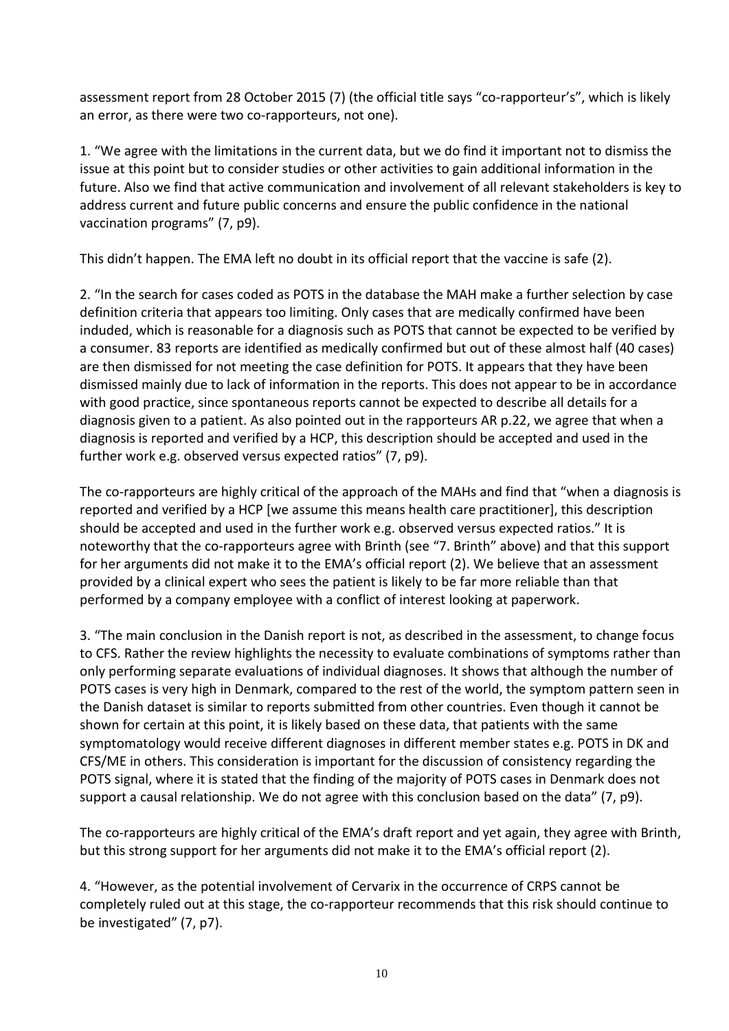assessment report from 28 October 2015 (7) (the official title says "co-rapporteur's", which is likely an error, as there were two co-rapporteurs, not one).

1. "We agree with the limitations in the current data, but we do find it important not to dismiss the issue at this point but to consider studies or other activities to gain additional information in the future. Also we find that active communication and involvement of all relevant stakeholders is key to address current and future public concerns and ensure the public confidence in the national vaccination programs" (7, p9).

This didn't happen. The EMA left no doubt in its official report that the vaccine is safe (2).

2. "In the search for cases coded as POTS in the database the MAH make a further selection by case definition criteria that appears too limiting. Only cases that are medically confirmed have been induded, which is reasonable for a diagnosis such as POTS that cannot be expected to be verified by a consumer. 83 reports are identified as medically confirmed but out of these almost half (40 cases) are then dismissed for not meeting the case definition for POTS. It appears that they have been dismissed mainly due to lack of information in the reports. This does not appear to be in accordance with good practice, since spontaneous reports cannot be expected to describe all details for a diagnosis given to a patient. As also pointed out in the rapporteurs AR p.22, we agree that when a diagnosis is reported and verified by a HCP, this description should be accepted and used in the further work e.g. observed versus expected ratios" (7, p9).

The co-rapporteurs are highly critical of the approach of the MAHs and find that "when a diagnosis is reported and verified by a HCP [we assume this means health care practitioner], this description should be accepted and used in the further work e.g. observed versus expected ratios." It is noteworthy that the co-rapporteurs agree with Brinth (see "7. Brinth" above) and that this support for her arguments did not make it to the EMA's official report (2). We believe that an assessment provided by a clinical expert who sees the patient is likely to be far more reliable than that performed by a company employee with a conflict of interest looking at paperwork.

3. "The main conclusion in the Danish report is not, as described in the assessment, to change focus to CFS. Rather the review highlights the necessity to evaluate combinations of symptoms rather than only performing separate evaluations of individual diagnoses. It shows that although the number of POTS cases is very high in Denmark, compared to the rest of the world, the symptom pattern seen in the Danish dataset is similar to reports submitted from other countries. Even though it cannot be shown for certain at this point, it is likely based on these data, that patients with the same symptomatology would receive different diagnoses in different member states e.g. POTS in DK and CFS/ME in others. This consideration is important for the discussion of consistency regarding the POTS signal, where it is stated that the finding of the majority of POTS cases in Denmark does not support a causal relationship. We do not agree with this conclusion based on the data" (7, p9).

The co-rapporteurs are highly critical of the EMA's draft report and yet again, they agree with Brinth, but this strong support for her arguments did not make it to the EMA's official report (2).

4. "However, as the potential involvement of Cervarix in the occurrence of CRPS cannot be completely ruled out at this stage, the co-rapporteur recommends that this risk should continue to be investigated" (7, p7).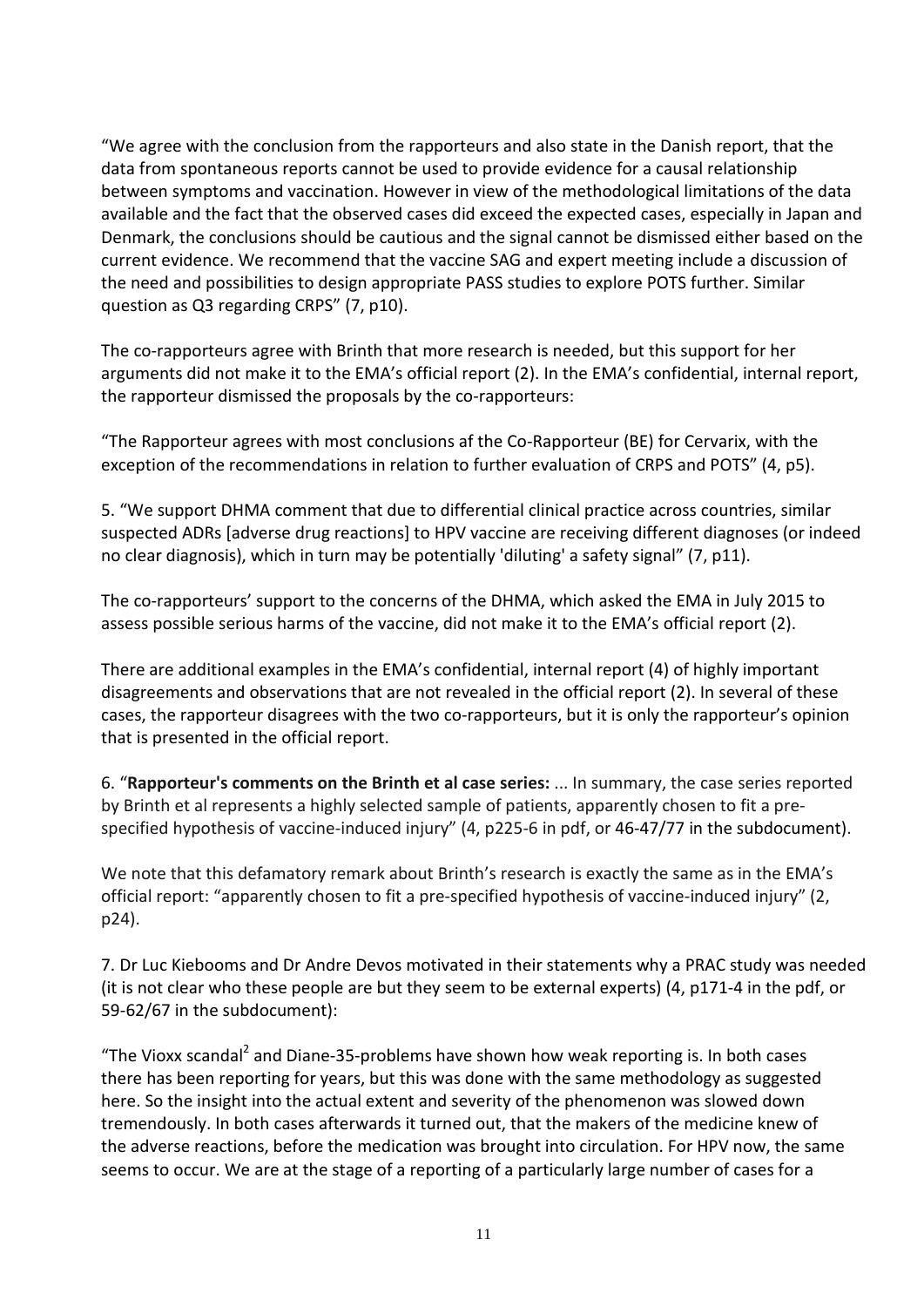"We agree with the conclusion from the rapporteurs and also state in the Danish report, that the data from spontaneous reports cannot be used to provide evidence for a causal relationship between symptoms and vaccination. However in view of the methodological limitations of the data available and the fact that the observed cases did exceed the expected cases, especially in Japan and Denmark, the conclusions should be cautious and the signal cannot be dismissed either based on the current evidence. We recommend that the vaccine SAG and expert meeting include a discussion of the need and possibilities to design appropriate PASS studies to explore POTS further. Similar question as Q3 regarding CRPS" (7, p10).

The co-rapporteurs agree with Brinth that more research is needed, but this support for her arguments did not make it to the EMA's official report (2). In the EMA's confidential, internal report, the rapporteur dismissed the proposals by the co-rapporteurs:

"The Rapporteur agrees with most conclusions af the Co-Rapporteur (BE) for Cervarix, with the exception of the recommendations in relation to further evaluation of CRPS and POTS" (4, p5).

5. "We support DHMA comment that due to differential clinical practice across countries, similar suspected ADRs [adverse drug reactions] to HPV vaccine are receiving different diagnoses (or indeed no clear diagnosis), which in turn may be potentially 'diluting' a safety signal" (7, p11).

The co-rapporteurs' support to the concerns of the DHMA, which asked the EMA in July 2015 to assess possible serious harms of the vaccine, did not make it to the EMA's official report (2).

There are additional examples in the EMA's confidential, internal report (4) of highly important disagreements and observations that are not revealed in the official report (2). In several of these cases, the rapporteur disagrees with the two co-rapporteurs, but it is only the rapporteur's opinion that is presented in the official report.

6. "**Rapporteur's comments on the Brinth et al case series:** ... In summary, the case series reported by Brinth et al represents a highly selected sample of patients, apparently chosen to fit a pre-specified hypothesis of vaccine-induced injury" (4, p225-6 in pdf, or 46-47/77 in the subdocument).

We note that this defamatory remark about Brinth's research is exactly the same as in the EMA's official report: "apparently chosen to fit a pre-specified hypothesis of vaccine-induced injury" (2, p24).

7. Dr Luc Kiebooms and Dr Andre Devos motivated in their statements why a PRAC study was needed (it is not clear who these people are but they seem to be external experts) (4, p171-4 in the pdf, or 59-62/67 in the subdocument):

"The Vioxx scandal[2] and Diane-35-problems have shown how weak reporting is. In both cases there has been reporting for years, but this was done with the same methodology as suggested here. So the insight into the actual extent and severity of the phenomenon was slowed down tremendously. In both cases afterwards it turned out, that the makers of the medicine knew of the adverse reactions, before the medication was brought into circulation. For HPV now, the same seems to occur. We are at the stage of a reporting of a particularly large number of cases for a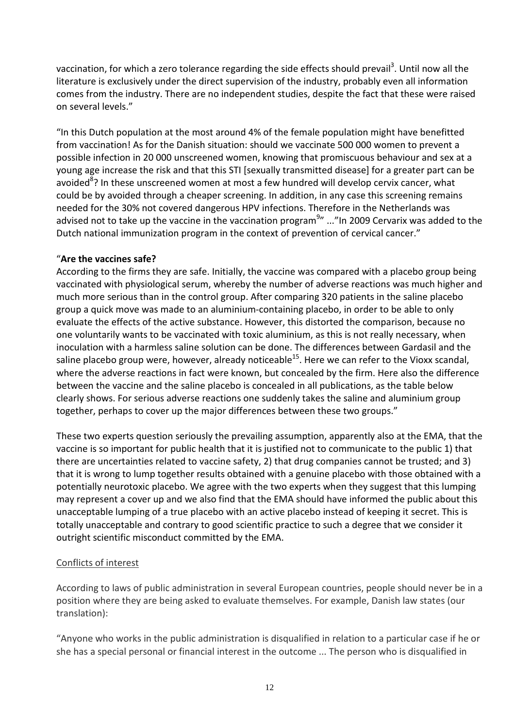vaccination, for which a zero tolerance regarding the side effects should prevail[3]. Until now all the literature is exclusively under the direct supervision of the industry, probably even all information comes from the industry. There are no independent studies, despite the fact that these were raised on several levels."

"In this Dutch population at the most around 4% of the female population might have benefitted from vaccination! As for the Danish situation: should we vaccinate 500 000 women to prevent a possible infection in 20 000 unscreened women, knowing that promiscuous behaviour and sex at a young age increase the risk and that this STI [sexually transmitted disease] for a greater part can be avoided[8]? In these unscreened women at most a few hundred will develop cervix cancer, what could be by avoided through a cheaper screening. In addition, in any case this screening remains needed for the 30% not covered dangerous HPV infections. Therefore in the Netherlands was advised not to take up the vaccine in the vaccination program[9]" ..."In 2009 Cervarix was added to the Dutch national immunization program in the context of prevention of cervical cancer."

"**Are the vaccines safe?**
According to the firms they are safe. Initially, the vaccine was compared with a placebo group being vaccinated with physiological serum, whereby the number of adverse reactions was much higher and much more serious than in the control group. After comparing 320 patients in the saline placebo group a quick move was made to an aluminium-containing placebo, in order to be able to only evaluate the effects of the active substance. However, this distorted the comparison, because no one voluntarily wants to be vaccinated with toxic aluminium, as this is not really necessary, when inoculation with a harmless saline solution can be done. The differences between Gardasil and the saline placebo group were, however, already noticeable[15]. Here we can refer to the Vioxx scandal, where the adverse reactions in fact were known, but concealed by the firm. Here also the difference between the vaccine and the saline placebo is concealed in all publications, as the table below clearly shows. For serious adverse reactions one suddenly takes the saline and aluminium group together, perhaps to cover up the major differences between these two groups."

These two experts question seriously the prevailing assumption, apparently also at the EMA, that the vaccine is so important for public health that it is justified not to communicate to the public 1) that there are uncertainties related to vaccine safety, 2) that drug companies cannot be trusted; and 3) that it is wrong to lump together results obtained with a genuine placebo with those obtained with a potentially neurotoxic placebo. We agree with the two experts when they suggest that this lumping may represent a cover up and we also find that the EMA should have informed the public about this unacceptable lumping of a true placebo with an active placebo instead of keeping it secret. This is totally unacceptable and contrary to good scientific practice to such a degree that we consider it outright scientific misconduct committed by the EMA.

Conflicts of interest

According to laws of public administration in several European countries, people should never be in a position where they are being asked to evaluate themselves. For example, Danish law states (our translation):

"Anyone who works in the public administration is disqualified in relation to a particular case if he or she has a special personal or financial interest in the outcome ... The person who is disqualified in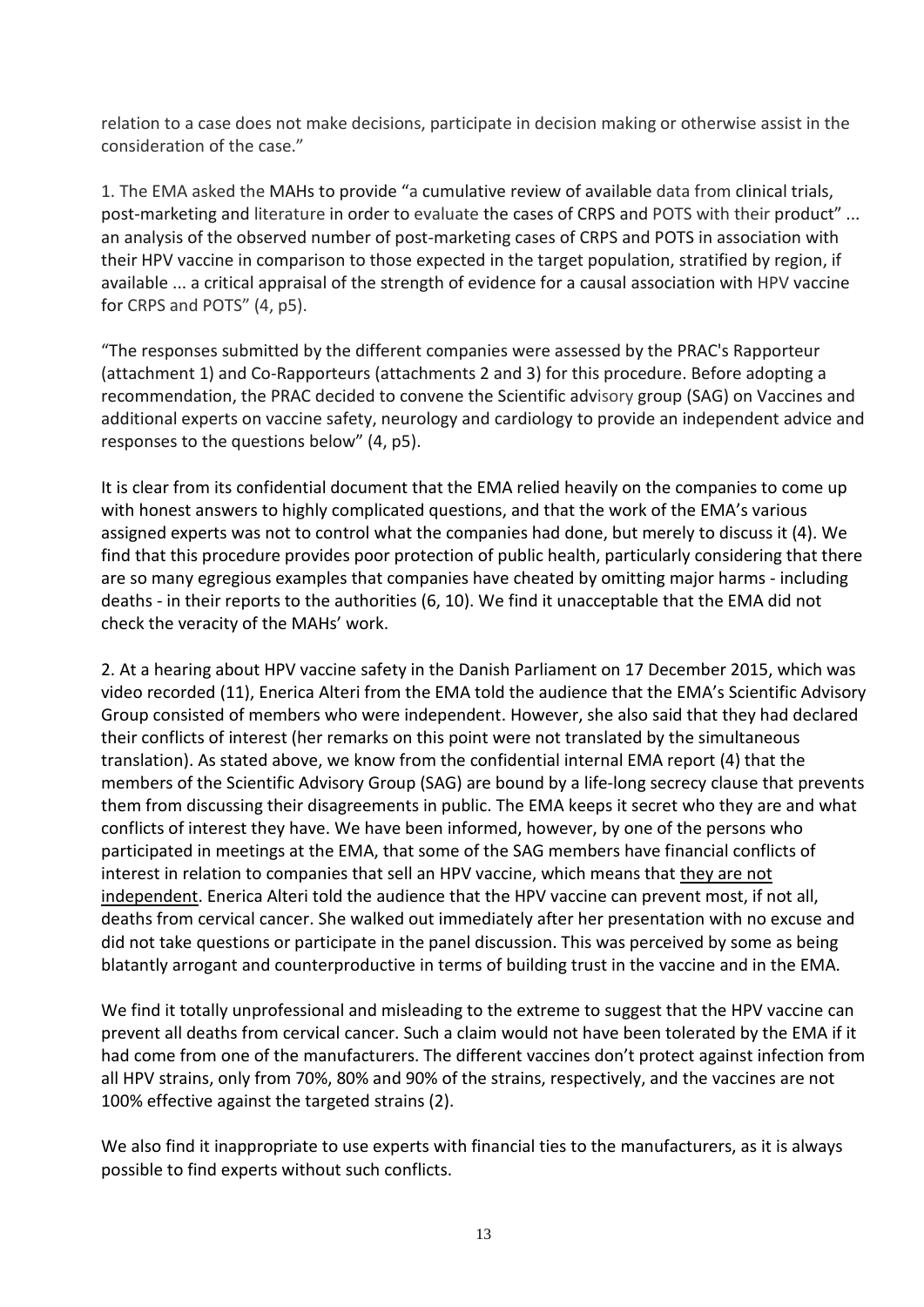relation to a case does not make decisions, participate in decision making or otherwise assist in the consideration of the case."

1. The EMA asked the MAHs to provide "a cumulative review of available data from clinical trials, post-marketing and literature in order to evaluate the cases of CRPS and POTS with their product" ... an analysis of the observed number of post-marketing cases of CRPS and POTS in association with their HPV vaccine in comparison to those expected in the target population, stratified by region, if available ... a critical appraisal of the strength of evidence for a causal association with HPV vaccine for CRPS and POTS" (4, p5).

"The responses submitted by the different companies were assessed by the PRAC's Rapporteur (attachment 1) and Co-Rapporteurs (attachments 2 and 3) for this procedure. Before adopting a recommendation, the PRAC decided to convene the Scientific advisory group (SAG) on Vaccines and additional experts on vaccine safety, neurology and cardiology to provide an independent advice and responses to the questions below" (4, p5).

It is clear from its confidential document that the EMA relied heavily on the companies to come up with honest answers to highly complicated questions, and that the work of the EMA's various assigned experts was not to control what the companies had done, but merely to discuss it (4). We find that this procedure provides poor protection of public health, particularly considering that there are so many egregious examples that companies have cheated by omitting major harms - including deaths - in their reports to the authorities (6, 10). We find it unacceptable that the EMA did not check the veracity of the MAHs' work.

2. At a hearing about HPV vaccine safety in the Danish Parliament on 17 December 2015, which was video recorded (11), Enerica Alteri from the EMA told the audience that the EMA's Scientific Advisory Group consisted of members who were independent. However, she also said that they had declared their conflicts of interest (her remarks on this point were not translated by the simultaneous translation). As stated above, we know from the confidential internal EMA report (4) that the members of the Scientific Advisory Group (SAG) are bound by a life-long secrecy clause that prevents them from discussing their disagreements in public. The EMA keeps it secret who they are and what conflicts of interest they have. We have been informed, however, by one of the persons who participated in meetings at the EMA, that some of the SAG members have financial conflicts of interest in relation to companies that sell an HPV vaccine, which means that <u>they are not independent</u>. Enerica Alteri told the audience that the HPV vaccine can prevent most, if not all, deaths from cervical cancer. She walked out immediately after her presentation with no excuse and did not take questions or participate in the panel discussion. This was perceived by some as being blatantly arrogant and counterproductive in terms of building trust in the vaccine and in the EMA.

We find it totally unprofessional and misleading to the extreme to suggest that the HPV vaccine can prevent all deaths from cervical cancer. Such a claim would not have been tolerated by the EMA if it had come from one of the manufacturers. The different vaccines don't protect against infection from all HPV strains, only from 70%, 80% and 90% of the strains, respectively, and the vaccines are not 100% effective against the targeted strains (2).

We also find it inappropriate to use experts with financial ties to the manufacturers, as it is always possible to find experts without such conflicts.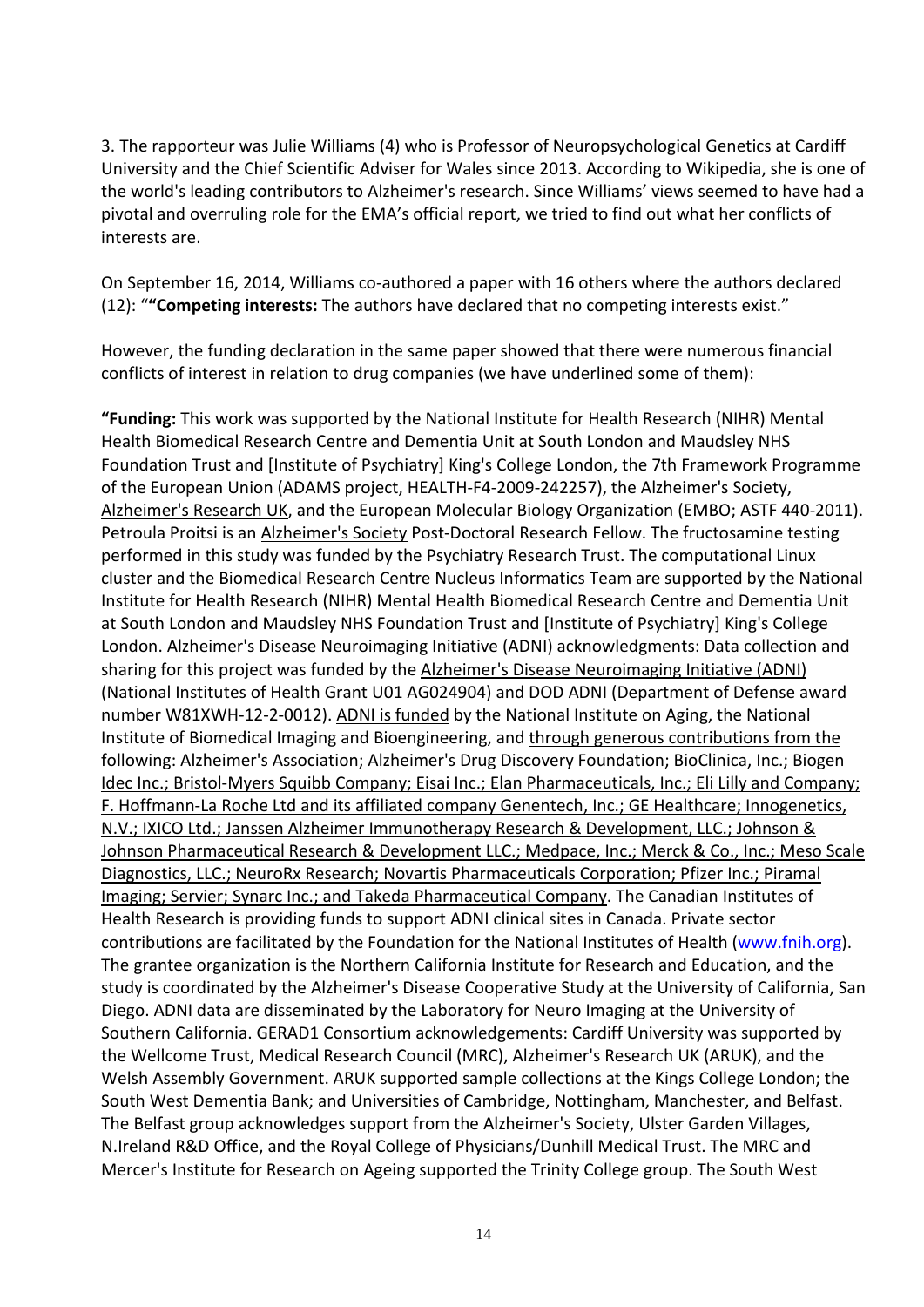3. The rapporteur was Julie Williams (4) who is Professor of Neuropsychological Genetics at Cardiff University and the Chief Scientific Adviser for Wales since 2013. According to Wikipedia, she is one of the world's leading contributors to Alzheimer's research. Since Williams' views seemed to have had a pivotal and overruling role for the EMA's official report, we tried to find out what her conflicts of interests are.

On September 16, 2014, Williams co-authored a paper with 16 others where the authors declared (12): "**"Competing interests:** The authors have declared that no competing interests exist."

However, the funding declaration in the same paper showed that there were numerous financial conflicts of interest in relation to drug companies (we have underlined some of them):

**"Funding:** This work was supported by the National Institute for Health Research (NIHR) Mental Health Biomedical Research Centre and Dementia Unit at South London and Maudsley NHS Foundation Trust and [Institute of Psychiatry] King's College London, the 7th Framework Programme of the European Union (ADAMS project, HEALTH-F4-2009-242257), the Alzheimer's Society, <u>Alzheimer's Research UK</u>, and the European Molecular Biology Organization (EMBO; ASTF 440-2011). Petroula Proitsi is an <u>Alzheimer's Society</u> Post-Doctoral Research Fellow. The fructosamine testing performed in this study was funded by the Psychiatry Research Trust. The computational Linux cluster and the Biomedical Research Centre Nucleus Informatics Team are supported by the National Institute for Health Research (NIHR) Mental Health Biomedical Research Centre and Dementia Unit at South London and Maudsley NHS Foundation Trust and [Institute of Psychiatry] King's College London. Alzheimer's Disease Neuroimaging Initiative (ADNI) acknowledgments: Data collection and sharing for this project was funded by the <u>Alzheimer's Disease Neuroimaging Initiative (ADNI)</u> (National Institutes of Health Grant U01 AG024904) and DOD ADNI (Department of Defense award number W81XWH-12-2-0012). <u>ADNI is funded</u> by the National Institute on Aging, the National Institute of Biomedical Imaging and Bioengineering, and <u>through generous contributions from the following</u>: Alzheimer's Association; Alzheimer's Drug Discovery Foundation; <u>BioClinica, Inc.; Biogen Idec Inc.; Bristol-Myers Squibb Company; Eisai Inc.; Elan Pharmaceuticals, Inc.; Eli Lilly and Company; F. Hoffmann-La Roche Ltd and its affiliated company Genentech, Inc.; GE Healthcare; Innogenetics, N.V.; IXICO Ltd.; Janssen Alzheimer Immunotherapy Research & Development, LLC.; Johnson & Johnson Pharmaceutical Research & Development LLC.; Medpace, Inc.; Merck & Co., Inc.; Meso Scale Diagnostics, LLC.; NeuroRx Research; Novartis Pharmaceuticals Corporation; Pfizer Inc.; Piramal Imaging; Servier; Synarc Inc.; and Takeda Pharmaceutical Company</u>. The Canadian Institutes of Health Research is providing funds to support ADNI clinical sites in Canada. Private sector contributions are facilitated by the Foundation for the National Institutes of Health (www.fnih.org). The grantee organization is the Northern California Institute for Research and Education, and the study is coordinated by the Alzheimer's Disease Cooperative Study at the University of California, San Diego. ADNI data are disseminated by the Laboratory for Neuro Imaging at the University of Southern California. GERAD1 Consortium acknowledgements: Cardiff University was supported by the Wellcome Trust, Medical Research Council (MRC), Alzheimer's Research UK (ARUK), and the Welsh Assembly Government. ARUK supported sample collections at the Kings College London; the South West Dementia Bank; and Universities of Cambridge, Nottingham, Manchester, and Belfast. The Belfast group acknowledges support from the Alzheimer's Society, Ulster Garden Villages, N.Ireland R&D Office, and the Royal College of Physicians/Dunhill Medical Trust. The MRC and Mercer's Institute for Research on Ageing supported the Trinity College group. The South West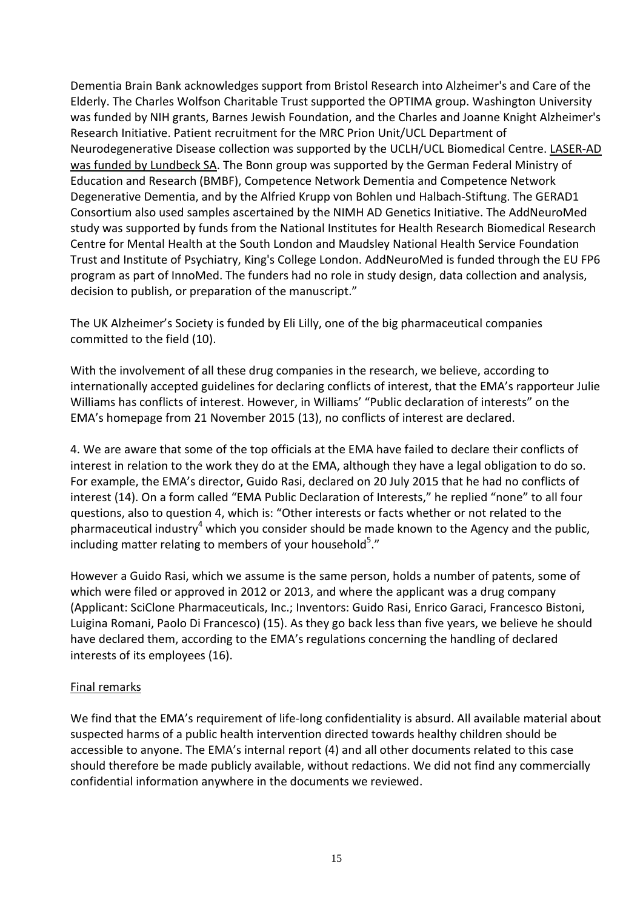Dementia Brain Bank acknowledges support from Bristol Research into Alzheimer's and Care of the Elderly. The Charles Wolfson Charitable Trust supported the OPTIMA group. Washington University was funded by NIH grants, Barnes Jewish Foundation, and the Charles and Joanne Knight Alzheimer's Research Initiative. Patient recruitment for the MRC Prion Unit/UCL Department of Neurodegenerative Disease collection was supported by the UCLH/UCL Biomedical Centre. <u>LASER-AD was funded by Lundbeck SA</u>. The Bonn group was supported by the German Federal Ministry of Education and Research (BMBF), Competence Network Dementia and Competence Network Degenerative Dementia, and by the Alfried Krupp von Bohlen und Halbach-Stiftung. The GERAD1 Consortium also used samples ascertained by the NIMH AD Genetics Initiative. The AddNeuroMed study was supported by funds from the National Institutes for Health Research Biomedical Research Centre for Mental Health at the South London and Maudsley National Health Service Foundation Trust and Institute of Psychiatry, King's College London. AddNeuroMed is funded through the EU FP6 program as part of InnoMed. The funders had no role in study design, data collection and analysis, decision to publish, or preparation of the manuscript."

The UK Alzheimer's Society is funded by Eli Lilly, one of the big pharmaceutical companies committed to the field (10).

With the involvement of all these drug companies in the research, we believe, according to internationally accepted guidelines for declaring conflicts of interest, that the EMA's rapporteur Julie Williams has conflicts of interest. However, in Williams' "Public declaration of interests" on the EMA's homepage from 21 November 2015 (13), no conflicts of interest are declared.

4. We are aware that some of the top officials at the EMA have failed to declare their conflicts of interest in relation to the work they do at the EMA, although they have a legal obligation to do so. For example, the EMA's director, Guido Rasi, declared on 20 July 2015 that he had no conflicts of interest (14). On a form called "EMA Public Declaration of Interests," he replied "none" to all four questions, also to question 4, which is: "Other interests or facts whether or not related to the pharmaceutical industry[4] which you consider should be made known to the Agency and the public, including matter relating to members of your household[5]."

However a Guido Rasi, which we assume is the same person, holds a number of patents, some of which were filed or approved in 2012 or 2013, and where the applicant was a drug company (Applicant: SciClone Pharmaceuticals, Inc.; Inventors: Guido Rasi, Enrico Garaci, Francesco Bistoni, Luigina Romani, Paolo Di Francesco) (15). As they go back less than five years, we believe he should have declared them, according to the EMA's regulations concerning the handling of declared interests of its employees (16).

<u>Final remarks</u>

We find that the EMA's requirement of life-long confidentiality is absurd. All available material about suspected harms of a public health intervention directed towards healthy children should be accessible to anyone. The EMA's internal report (4) and all other documents related to this case should therefore be made publicly available, without redactions. We did not find any commercially confidential information anywhere in the documents we reviewed.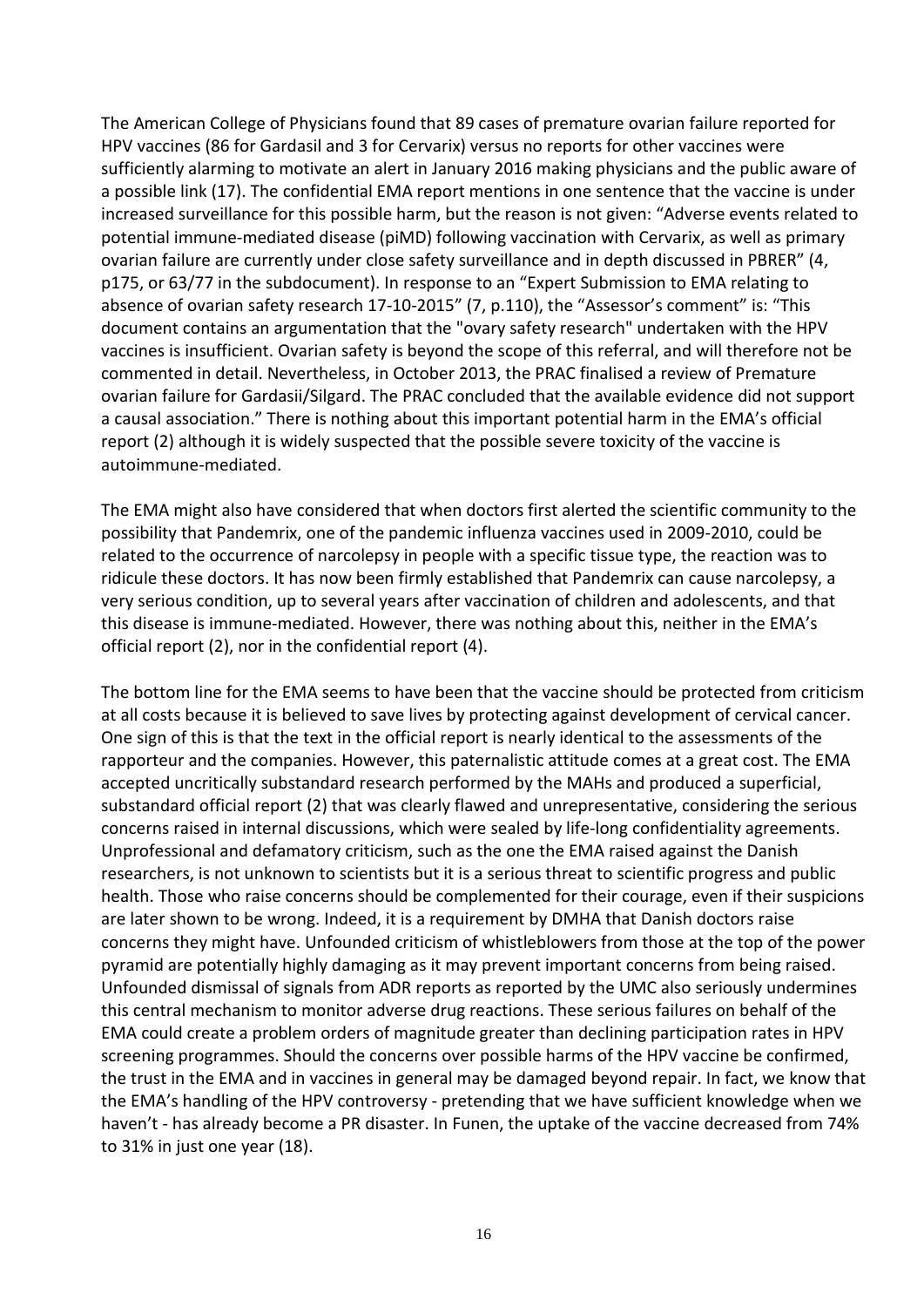The American College of Physicians found that 89 cases of premature ovarian failure reported for HPV vaccines (86 for Gardasil and 3 for Cervarix) versus no reports for other vaccines were sufficiently alarming to motivate an alert in January 2016 making physicians and the public aware of a possible link (17). The confidential EMA report mentions in one sentence that the vaccine is under increased surveillance for this possible harm, but the reason is not given: "Adverse events related to potential immune-mediated disease (piMD) following vaccination with Cervarix, as well as primary ovarian failure are currently under close safety surveillance and in depth discussed in PBRER" (4, p175, or 63/77 in the subdocument). In response to an "Expert Submission to EMA relating to absence of ovarian safety research 17-10-2015" (7, p.110), the "Assessor's comment" is: "This document contains an argumentation that the "ovary safety research" undertaken with the HPV vaccines is insufficient. Ovarian safety is beyond the scope of this referral, and will therefore not be commented in detail. Nevertheless, in October 2013, the PRAC finalised a review of Premature ovarian failure for Gardasii/Silgard. The PRAC concluded that the available evidence did not support a causal association." There is nothing about this important potential harm in the EMA's official report (2) although it is widely suspected that the possible severe toxicity of the vaccine is autoimmune-mediated.

The EMA might also have considered that when doctors first alerted the scientific community to the possibility that Pandemrix, one of the pandemic influenza vaccines used in 2009-2010, could be related to the occurrence of narcolepsy in people with a specific tissue type, the reaction was to ridicule these doctors. It has now been firmly established that Pandemrix can cause narcolepsy, a very serious condition, up to several years after vaccination of children and adolescents, and that this disease is immune-mediated. However, there was nothing about this, neither in the EMA's official report (2), nor in the confidential report (4).

The bottom line for the EMA seems to have been that the vaccine should be protected from criticism at all costs because it is believed to save lives by protecting against development of cervical cancer. One sign of this is that the text in the official report is nearly identical to the assessments of the rapporteur and the companies. However, this paternalistic attitude comes at a great cost. The EMA accepted uncritically substandard research performed by the MAHs and produced a superficial, substandard official report (2) that was clearly flawed and unrepresentative, considering the serious concerns raised in internal discussions, which were sealed by life-long confidentiality agreements. Unprofessional and defamatory criticism, such as the one the EMA raised against the Danish researchers, is not unknown to scientists but it is a serious threat to scientific progress and public health. Those who raise concerns should be complemented for their courage, even if their suspicions are later shown to be wrong. Indeed, it is a requirement by DMHA that Danish doctors raise concerns they might have. Unfounded criticism of whistleblowers from those at the top of the power pyramid are potentially highly damaging as it may prevent important concerns from being raised. Unfounded dismissal of signals from ADR reports as reported by the UMC also seriously undermines this central mechanism to monitor adverse drug reactions. These serious failures on behalf of the EMA could create a problem orders of magnitude greater than declining participation rates in HPV screening programmes. Should the concerns over possible harms of the HPV vaccine be confirmed, the trust in the EMA and in vaccines in general may be damaged beyond repair. In fact, we know that the EMA's handling of the HPV controversy - pretending that we have sufficient knowledge when we haven't - has already become a PR disaster. In Funen, the uptake of the vaccine decreased from 74% to 31% in just one year (18).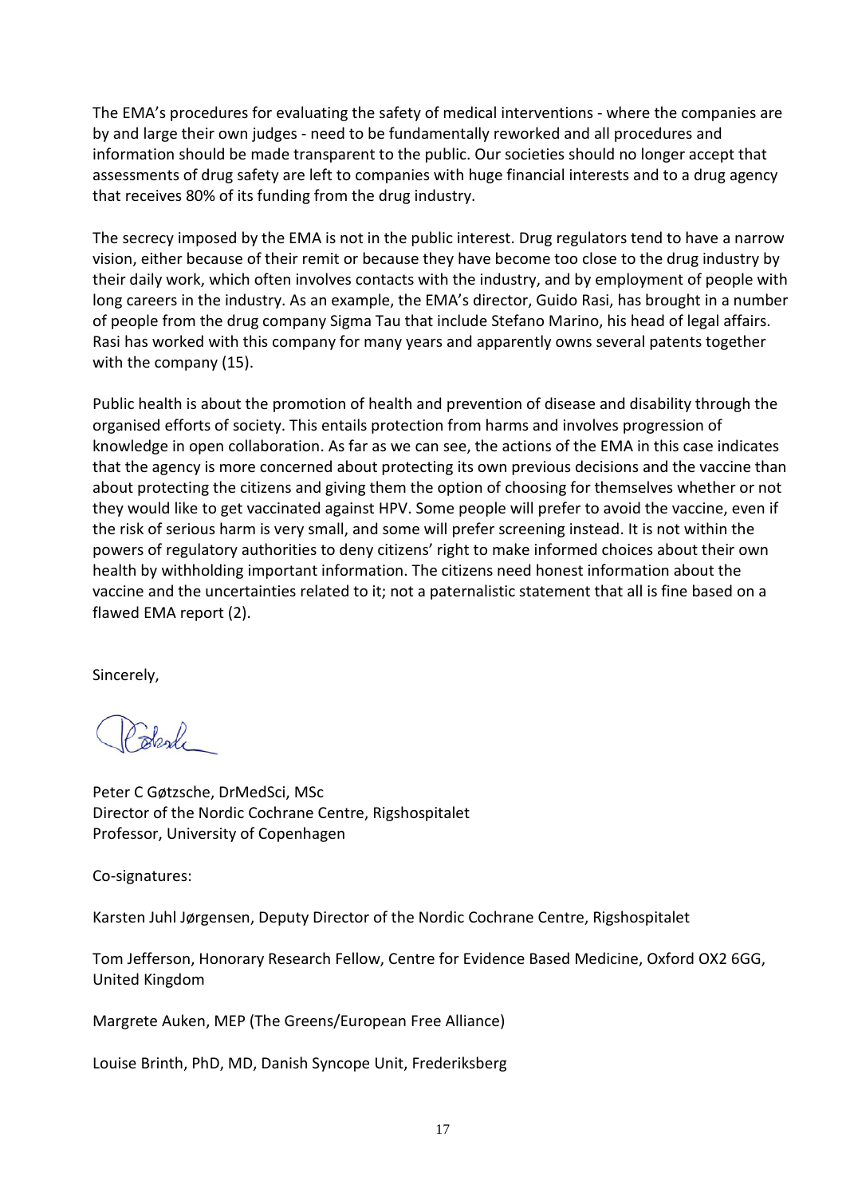The EMA's procedures for evaluating the safety of medical interventions - where the companies are by and large their own judges - need to be fundamentally reworked and all procedures and information should be made transparent to the public. Our societies should no longer accept that assessments of drug safety are left to companies with huge financial interests and to a drug agency that receives 80% of its funding from the drug industry.

The secrecy imposed by the EMA is not in the public interest. Drug regulators tend to have a narrow vision, either because of their remit or because they have become too close to the drug industry by their daily work, which often involves contacts with the industry, and by employment of people with long careers in the industry. As an example, the EMA's director, Guido Rasi, has brought in a number of people from the drug company Sigma Tau that include Stefano Marino, his head of legal affairs. Rasi has worked with this company for many years and apparently owns several patents together with the company (15).

Public health is about the promotion of health and prevention of disease and disability through the organised efforts of society. This entails protection from harms and involves progression of knowledge in open collaboration. As far as we can see, the actions of the EMA in this case indicates that the agency is more concerned about protecting its own previous decisions and the vaccine than about protecting the citizens and giving them the option of choosing for themselves whether or not they would like to get vaccinated against HPV. Some people will prefer to avoid the vaccine, even if the risk of serious harm is very small, and some will prefer screening instead. It is not within the powers of regulatory authorities to deny citizens' right to make informed choices about their own health by withholding important information. The citizens need honest information about the vaccine and the uncertainties related to it; not a paternalistic statement that all is fine based on a flawed EMA report (2).

Sincerely,

Peter C Gøtzsche, DrMedSci, MSc
Director of the Nordic Cochrane Centre, Rigshospitalet
Professor, University of Copenhagen

Co-signatures:

Karsten Juhl Jørgensen, Deputy Director of the Nordic Cochrane Centre, Rigshospitalet

Tom Jefferson, Honorary Research Fellow, Centre for Evidence Based Medicine, Oxford OX2 6GG, United Kingdom

Margrete Auken, MEP (The Greens/European Free Alliance)

Louise Brinth, PhD, MD, Danish Syncope Unit, Frederiksberg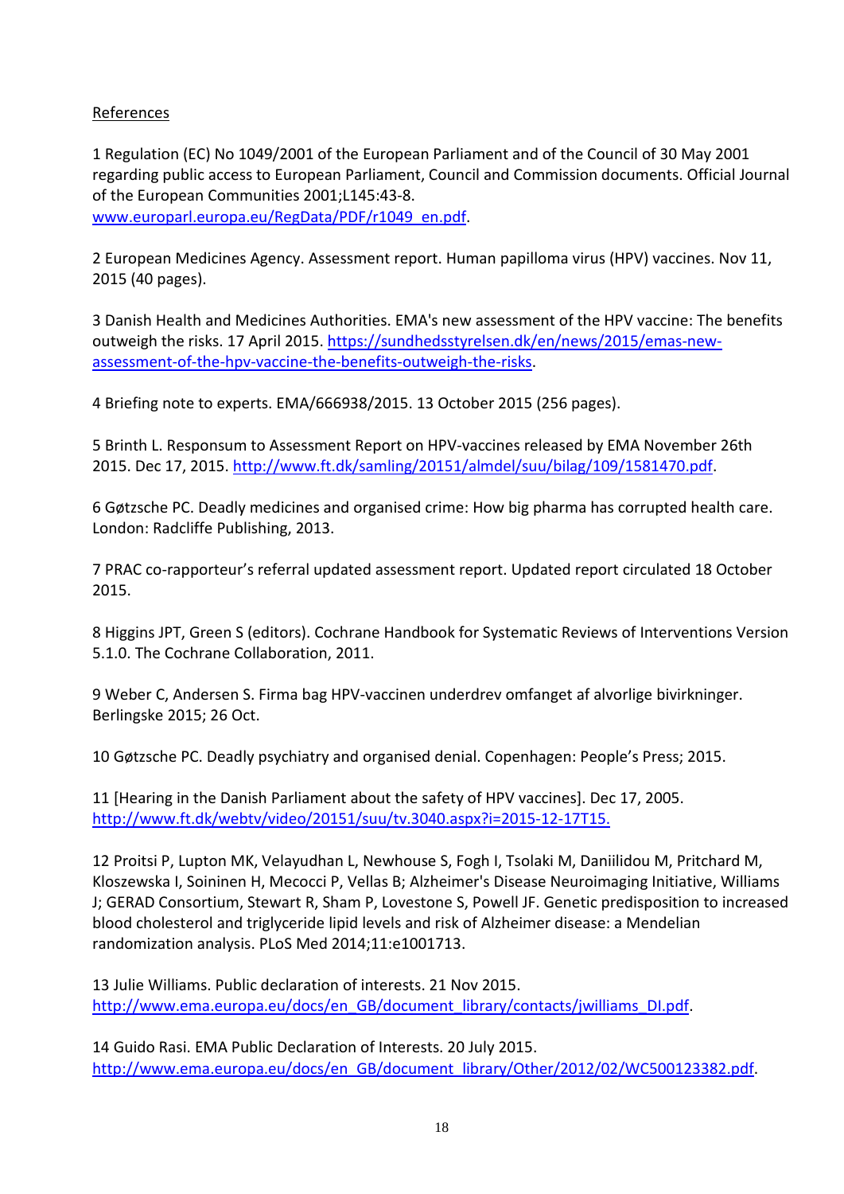References

1 Regulation (EC) No 1049/2001 of the European Parliament and of the Council of 30 May 2001 regarding public access to European Parliament, Council and Commission documents. Official Journal of the European Communities 2001;L145:43-8. www.europarl.europa.eu/RegData/PDF/r1049_en.pdf.

2 European Medicines Agency. Assessment report. Human papilloma virus (HPV) vaccines. Nov 11, 2015 (40 pages).

3 Danish Health and Medicines Authorities. EMA's new assessment of the HPV vaccine: The benefits outweigh the risks. 17 April 2015. https://sundhedsstyrelsen.dk/en/news/2015/emas-new-assessment-of-the-hpv-vaccine-the-benefits-outweigh-the-risks.

4 Briefing note to experts. EMA/666938/2015. 13 October 2015 (256 pages).

5 Brinth L. Responsum to Assessment Report on HPV-vaccines released by EMA November 26th 2015. Dec 17, 2015. http://www.ft.dk/samling/20151/almdel/suu/bilag/109/1581470.pdf.

6 Gøtzsche PC. Deadly medicines and organised crime: How big pharma has corrupted health care. London: Radcliffe Publishing, 2013.

7 PRAC co-rapporteur's referral updated assessment report. Updated report circulated 18 October 2015.

8 Higgins JPT, Green S (editors). Cochrane Handbook for Systematic Reviews of Interventions Version 5.1.0. The Cochrane Collaboration, 2011.

9 Weber C, Andersen S. Firma bag HPV-vaccinen underdrev omfanget af alvorlige bivirkninger. Berlingske 2015; 26 Oct.

10 Gøtzsche PC. Deadly psychiatry and organised denial. Copenhagen: People's Press; 2015.

11 [Hearing in the Danish Parliament about the safety of HPV vaccines]. Dec 17, 2005. http://www.ft.dk/webtv/video/20151/suu/tv.3040.aspx?i=2015-12-17T15.

12 Proitsi P, Lupton MK, Velayudhan L, Newhouse S, Fogh I, Tsolaki M, Daniilidou M, Pritchard M, Kloszewska I, Soininen H, Mecocci P, Vellas B; Alzheimer's Disease Neuroimaging Initiative, Williams J; GERAD Consortium, Stewart R, Sham P, Lovestone S, Powell JF. Genetic predisposition to increased blood cholesterol and triglyceride lipid levels and risk of Alzheimer disease: a Mendelian randomization analysis. PLoS Med 2014;11:e1001713.

13 Julie Williams. Public declaration of interests. 21 Nov 2015. http://www.ema.europa.eu/docs/en_GB/document_library/contacts/jwilliams_DI.pdf.

14 Guido Rasi. EMA Public Declaration of Interests. 20 July 2015. http://www.ema.europa.eu/docs/en_GB/document_library/Other/2012/02/WC500123382.pdf.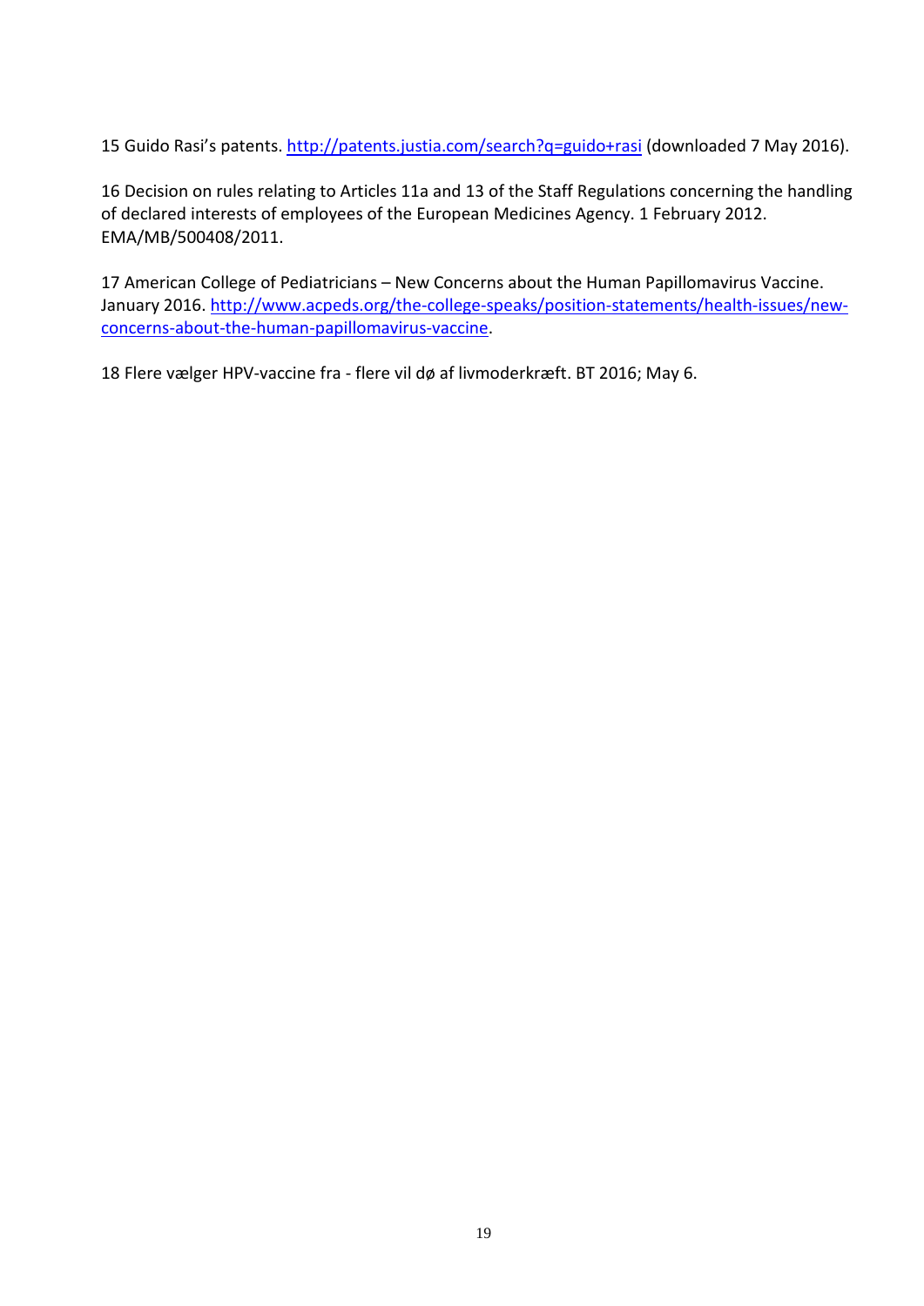15 Guido Rasi's patents. http://patents.justia.com/search?q=guido+rasi (downloaded 7 May 2016).

16 Decision on rules relating to Articles 11a and 13 of the Staff Regulations concerning the handling of declared interests of employees of the European Medicines Agency. 1 February 2012. EMA/MB/500408/2011.

17 American College of Pediatricians – New Concerns about the Human Papillomavirus Vaccine. January 2016. http://www.acpeds.org/the-college-speaks/position-statements/health-issues/new-concerns-about-the-human-papillomavirus-vaccine.

18 Flere vælger HPV-vaccine fra - flere vil dø af livmoderkræft. BT 2016; May 6.